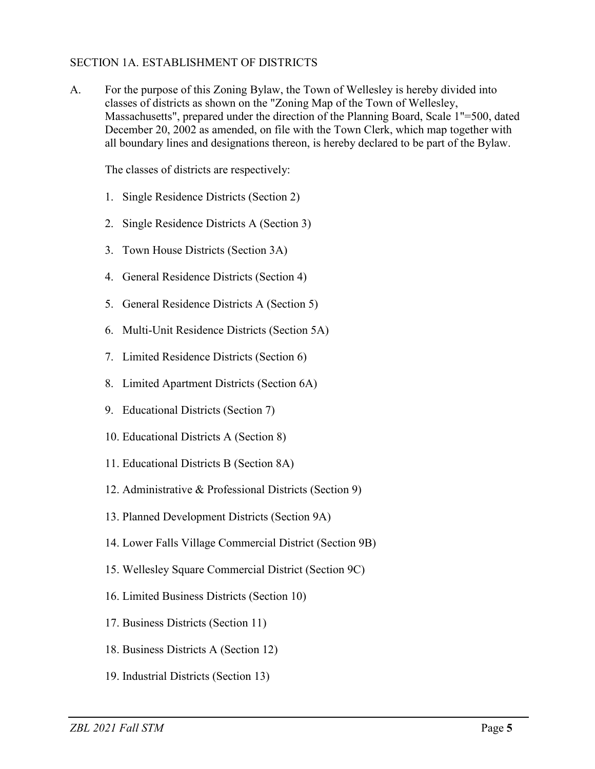## SECTION 1A. ESTABLISHMENT OF DISTRICTS

A. For the purpose of this Zoning Bylaw, the Town of Wellesley is hereby divided into classes of districts as shown on the "Zoning Map of the Town of Wellesley, Massachusetts", prepared under the direction of the Planning Board, Scale 1"=500, dated December 20, 2002 as amended, on file with the Town Clerk, which map together with all boundary lines and designations thereon, is hereby declared to be part of the Bylaw.

The classes of districts are respectively:

1. Single Residence Districts (Section 2)
2. Single Residence Districts A (Section 3)
3. Town House Districts (Section 3A)
4. General Residence Districts (Section 4)
5. General Residence Districts A (Section 5)
6. Multi-Unit Residence Districts (Section 5A)
7. Limited Residence Districts (Section 6)
8. Limited Apartment Districts (Section 6A)
9. Educational Districts (Section 7)
10. Educational Districts A (Section 8)
11. Educational Districts B (Section 8A)
12. Administrative & Professional Districts (Section 9)
13. Planned Development Districts (Section 9A)
14. Lower Falls Village Commercial District (Section 9B)
15. Wellesley Square Commercial District (Section 9C)
16. Limited Business Districts (Section 10)
17. Business Districts (Section 11)
18. Business Districts A (Section 12)
19. Industrial Districts (Section 13)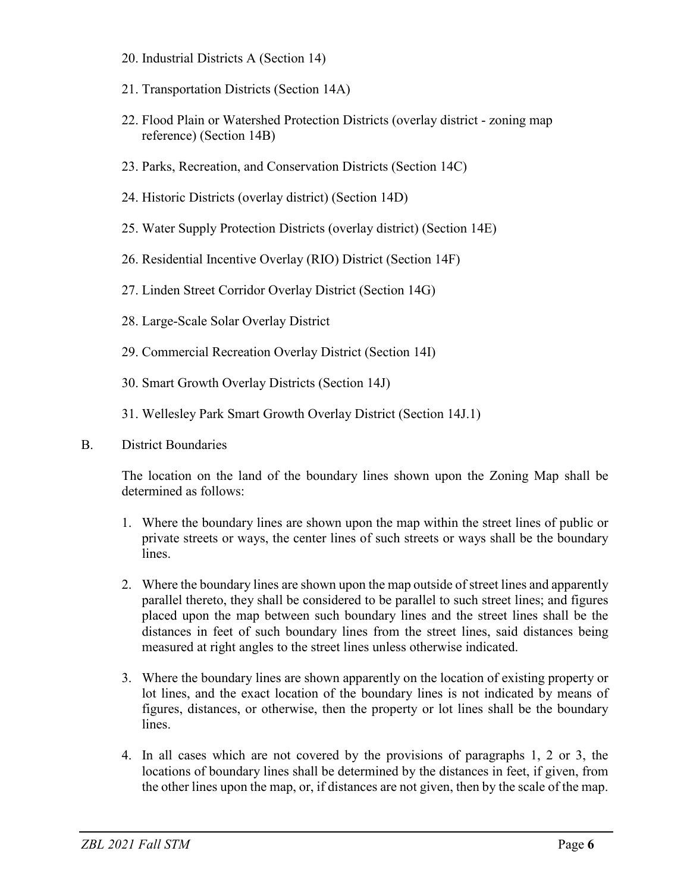20. Industrial Districts A (Section 14)

21. Transportation Districts (Section 14A)

22. Flood Plain or Watershed Protection Districts (overlay district - zoning map reference) (Section 14B)

23. Parks, Recreation, and Conservation Districts (Section 14C)

24. Historic Districts (overlay district) (Section 14D)

25. Water Supply Protection Districts (overlay district) (Section 14E)

26. Residential Incentive Overlay (RIO) District (Section 14F)

27. Linden Street Corridor Overlay District (Section 14G)

28. Large-Scale Solar Overlay District

29. Commercial Recreation Overlay District (Section 14I)

30. Smart Growth Overlay Districts (Section 14J)

31. Wellesley Park Smart Growth Overlay District (Section 14J.1)

B. District Boundaries

The location on the land of the boundary lines shown upon the Zoning Map shall be determined as follows:

1. Where the boundary lines are shown upon the map within the street lines of public or private streets or ways, the center lines of such streets or ways shall be the boundary lines.

2. Where the boundary lines are shown upon the map outside of street lines and apparently parallel thereto, they shall be considered to be parallel to such street lines; and figures placed upon the map between such boundary lines and the street lines shall be the distances in feet of such boundary lines from the street lines, said distances being measured at right angles to the street lines unless otherwise indicated.

3. Where the boundary lines are shown apparently on the location of existing property or lot lines, and the exact location of the boundary lines is not indicated by means of figures, distances, or otherwise, then the property or lot lines shall be the boundary lines.

4. In all cases which are not covered by the provisions of paragraphs 1, 2 or 3, the locations of boundary lines shall be determined by the distances in feet, if given, from the other lines upon the map, or, if distances are not given, then by the scale of the map.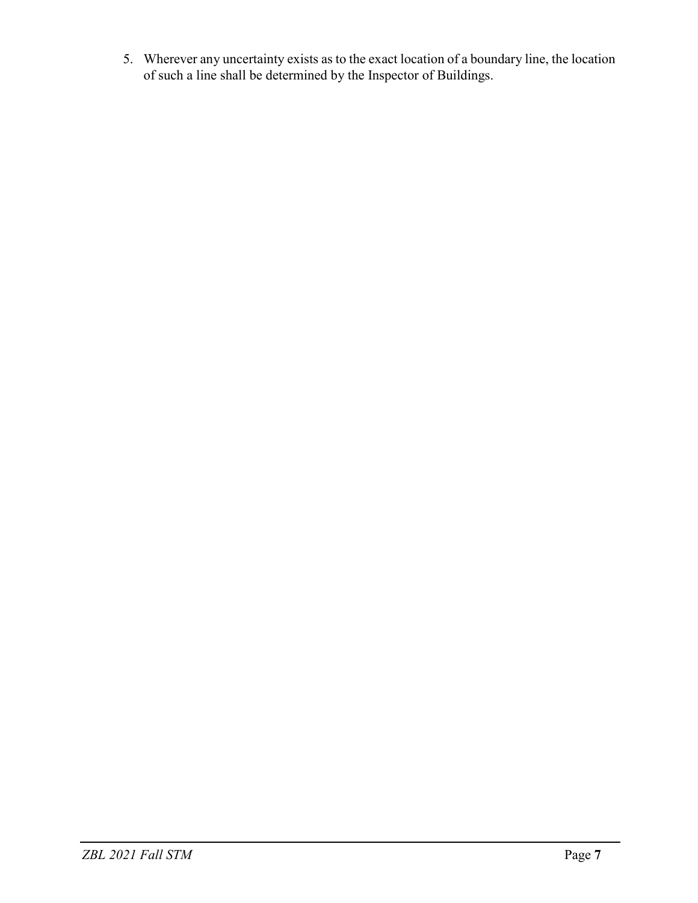5. Wherever any uncertainty exists as to the exact location of a boundary line, the location of such a line shall be determined by the Inspector of Buildings.